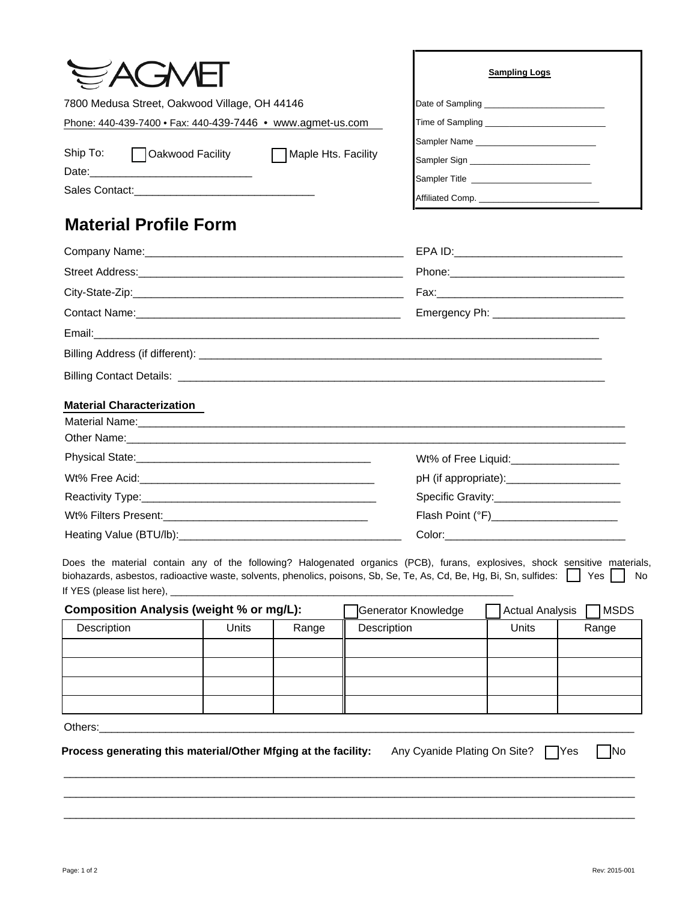AGMET

7800 Medusa Street, Oakwood Village, OH 44146

Phone: 440-439-7400 • Fax: 440-439-7446 • www.agmet-us.com

Ship To: ☐ Oakwood Facility ☐ Maple Hts. Facility

Date:___________________________

Sales Contact:______________________________

**Sampling Logs**

Date of Sampling ________________________

Time of Sampling ________________________

Sampler Name ________________________

Sampler Sign ________________________

Sampler Title ________________________

Affiliated Comp. ________________________

# Material Profile Form

Company Name:___________________________________________ EPA ID:____________________________

Street Address:___________________________________________ Phone:_____________________________

City-State-Zip:___________________________________________ Fax:________________________________

Contact Name:____________________________________________ Emergency Ph: ______________________

Email:_______________________________________________________________________________________

Billing Address (if different): ______________________________________________________________

Billing Contact Details: ___________________________________________________________________

**Material Characterization**

Material Name:______________________________________________________________________________

Other Name:_________________________________________________________________________________

Physical State:_______________________________________ Wt% of Free Liquid:__________________

Wt% Free Acid:_______________________________________ pH (if appropriate):___________________

Reactivity Type:______________________________________ Specific Gravity:_____________________

Wt% Filters Present:__________________________________ Flash Point (°F)_____________________

Heating Value (BTU/lb):_______________________________ Color:______________________________

Does the material contain any of the following? Halogenated organics (PCB), furans, explosives, shock sensitive materials, biohazards, asbestos, radioactive waste, solvents, phenolics, poisons, Sb, Se, Te, As, Cd, Be, Hg, Bi, Sn, sulfides: ☐ Yes ☐ No

If YES (please list here), ___________________________________________________________

**Composition Analysis (weight % or mg/L):** ☐ Generator Knowledge ☐ Actual Analysis ☐ MSDS

| Description | Units | Range | Description | Units | Range |
|---|---|---|---|---|---|
| | | | | | |
| | | | | | |
| | | | | | |
| | | | | | |

Others:_____________________________________________________________________________________

**Process generating this material/Other Mfging at the facility:** Any Cyanide Plating On Site? ☐ Yes ☐ No

_____________________________________________________________________________________________

_____________________________________________________________________________________________

_____________________________________________________________________________________________

Rev: 2015-001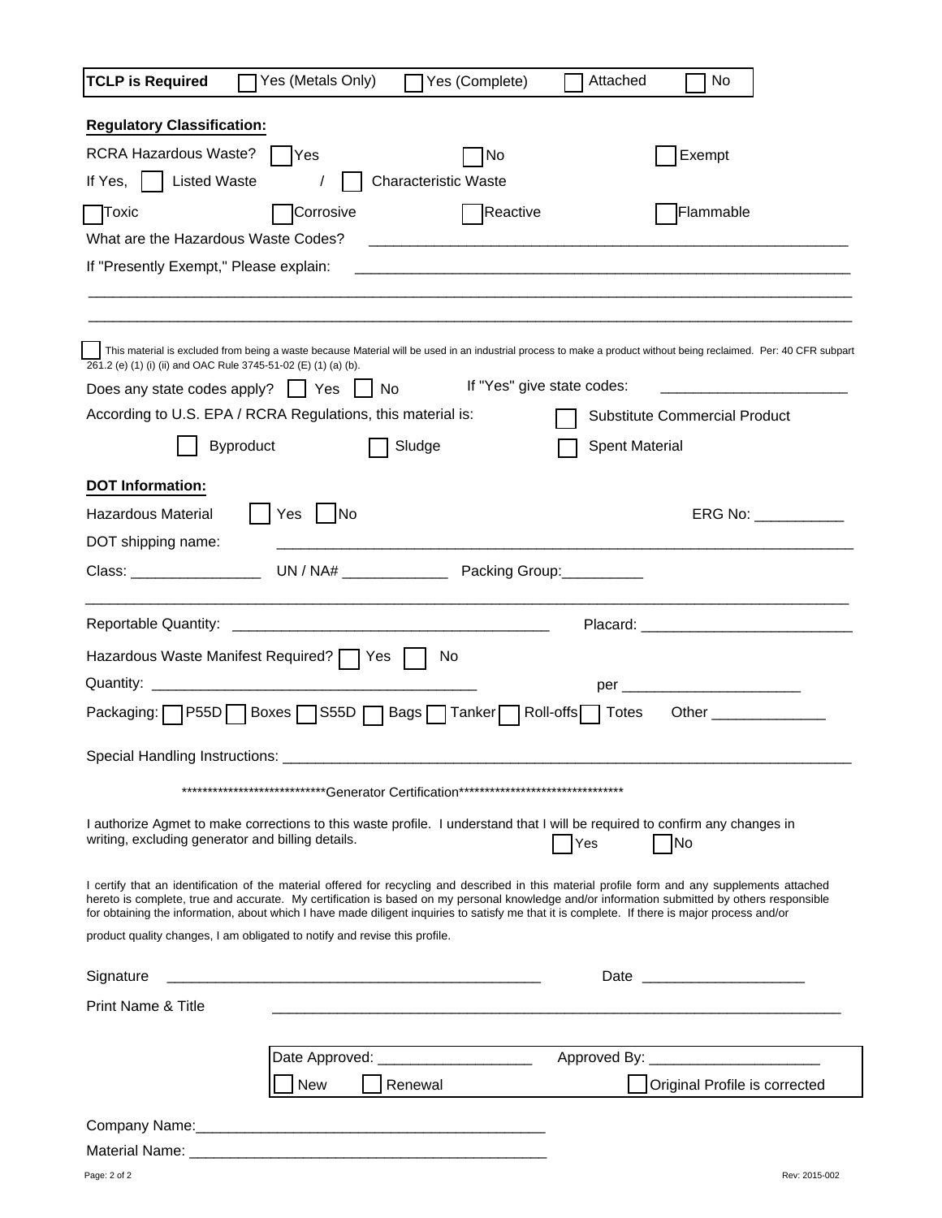| **TCLP is Required** | ☐ Yes (Metals Only) | ☐ Yes (Complete) | ☐ Attached | ☐ No |
|---|---|---|---|---|

**Regulatory Classification:**

RCRA Hazardous Waste? ☐ Yes ☐ No ☐ Exempt

If Yes, ☐ Listed Waste / ☐ Characteristic Waste

☐ Toxic ☐ Corrosive ☐ Reactive ☐ Flammable

What are the Hazardous Waste Codes? ____________________________________________

If "Presently Exempt," Please explain: ____________________________________________

_____________________________________________________________________________

_____________________________________________________________________________

☐ This material is excluded from being a waste because Material will be used in an industrial process to make a product without being reclaimed. Per: 40 CFR subpart 261.2 (e) (1) (i) (ii) and OAC Rule 3745-51-02 (E) (1) (a) (b).

Does any state codes apply? ☐ Yes ☐ No If "Yes" give state codes: ____________________

According to U.S. EPA / RCRA Regulations, this material is: ☐ Substitute Commercial Product

☐ Byproduct ☐ Sludge ☐ Spent Material

**DOT Information:**

Hazardous Material ☐ Yes ☐ No ERG No: ___________

DOT shipping name: ______________________________________________________________

Class: ________________ UN / NA# _____________ Packing Group:__________

_____________________________________________________________________________

Reportable Quantity: ______________________________________ Placard: __________________________

Hazardous Waste Manifest Required? ☐ Yes ☐ No

Quantity: ________________________________________ per ______________________

Packaging: ☐ P55D ☐ Boxes ☐ S55D ☐ Bags ☐ Tanker ☐ Roll-offs ☐ Totes Other ______________

Special Handling Instructions: _________________________________________________________

****************************Generator Certification********************************

I authorize Agmet to make corrections to this waste profile. I understand that I will be required to confirm any changes in writing, excluding generator and billing details. ☐ Yes ☐ No

I certify that an identification of the material offered for recycling and described in this material profile form and any supplements attached hereto is complete, true and accurate. My certification is based on my personal knowledge and/or information submitted by others responsible for obtaining the information, about which I have made diligent inquiries to satisfy me that it is complete. If there is major process and/or product quality changes, I am obligated to notify and revise this profile.

Signature ______________________________________________ Date ____________________

Print Name & Title ________________________________________________________________

| | |
|---|---|
| Date Approved: ___________________ | Approved By: _____________________ |
| ☐ New ☐ Renewal | ☐ Original Profile is corrected |

Company Name:____________________________________________

Material Name: ____________________________________________

Rev: 2015-002